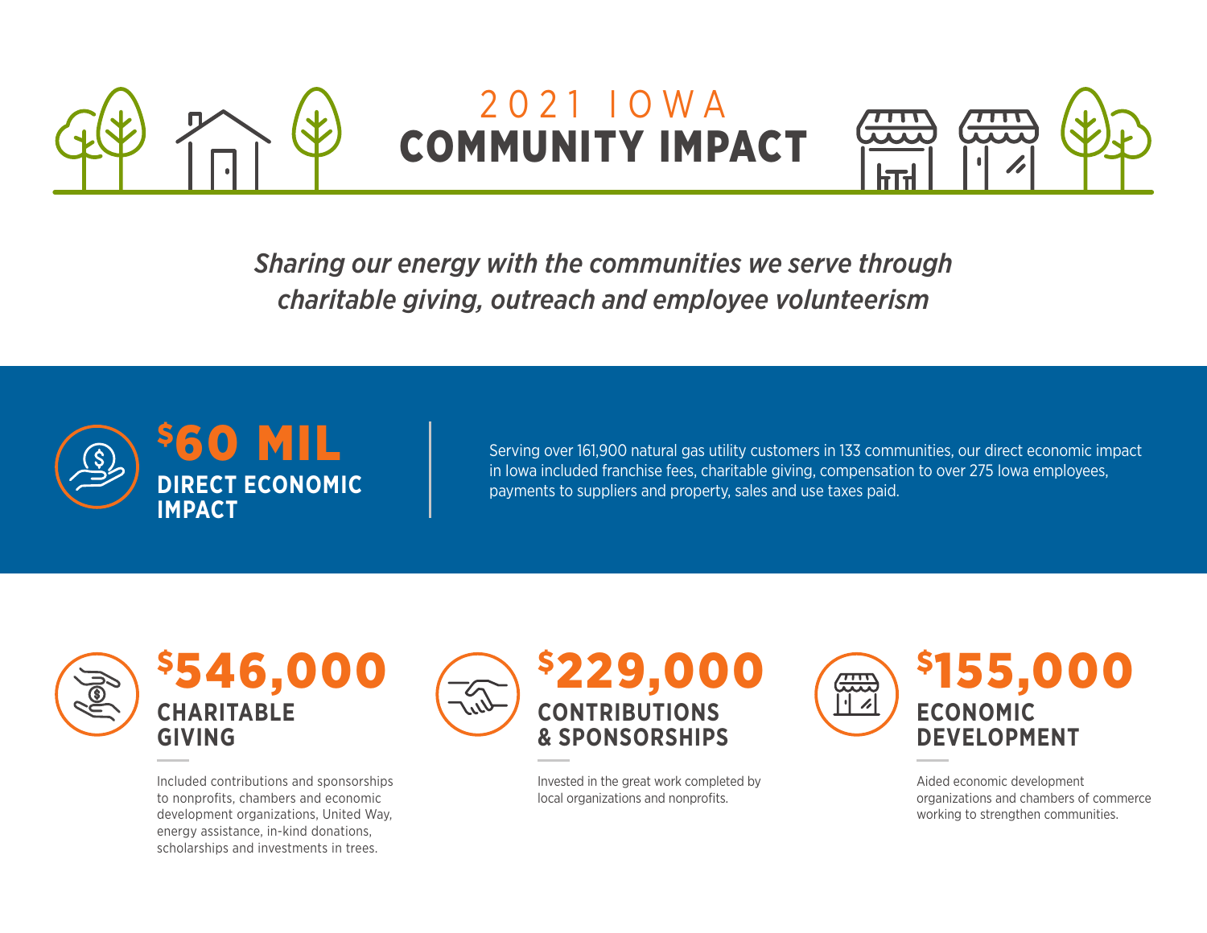# 2021 IOWA
# COMMUNITY IMPACT

*Sharing our energy with the communities we serve through charitable giving, outreach and employee volunteerism*

## $60 MIL
**DIRECT ECONOMIC IMPACT**

Serving over 161,900 natural gas utility customers in 133 communities, our direct economic impact in Iowa included franchise fees, charitable giving, compensation to over 275 Iowa employees, payments to suppliers and property, sales and use taxes paid.

## $546,000
**CHARITABLE GIVING**

Included contributions and sponsorships to nonprofits, chambers and economic development organizations, United Way, energy assistance, in-kind donations, scholarships and investments in trees.

## $229,000
**CONTRIBUTIONS & SPONSORSHIPS**

Invested in the great work completed by local organizations and nonprofits.

## $155,000
**ECONOMIC DEVELOPMENT**

Aided economic development organizations and chambers of commerce working to strengthen communities.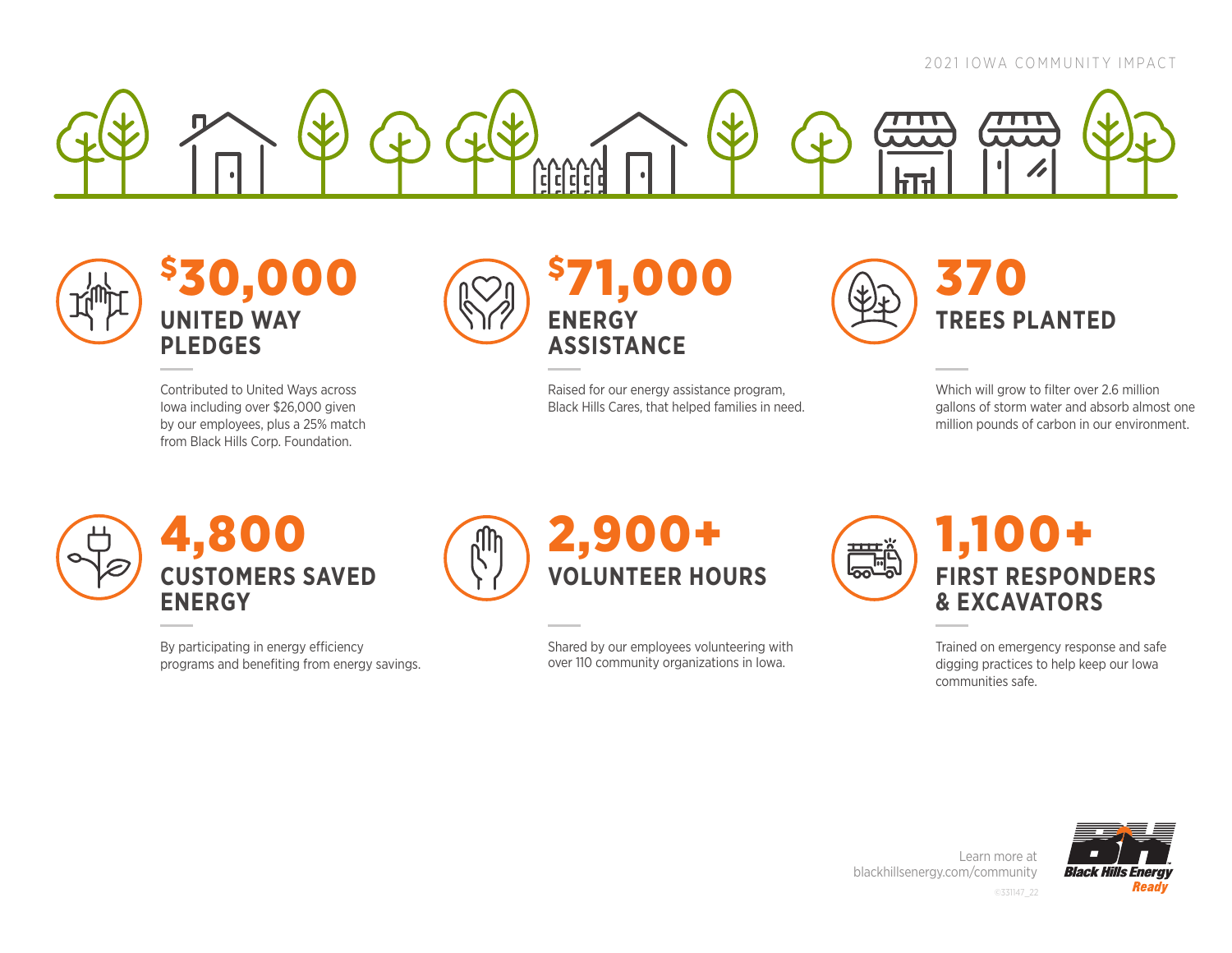2021 IOWA COMMUNITY IMPACT

## $30,000
### UNITED WAY PLEDGES

Contributed to United Ways across Iowa including over $26,000 given by our employees, plus a 25% match from Black Hills Corp. Foundation.

## $71,000
### ENERGY ASSISTANCE

Raised for our energy assistance program, Black Hills Cares, that helped families in need.

## 370
### TREES PLANTED

Which will grow to filter over 2.6 million gallons of storm water and absorb almost one million pounds of carbon in our environment.

## 4,800
### CUSTOMERS SAVED ENERGY

By participating in energy efficiency programs and benefiting from energy savings.

## 2,900+
### VOLUNTEER HOURS

Shared by our employees volunteering with over 110 community organizations in Iowa.

## 1,100+
### FIRST RESPONDERS & EXCAVATORS

Trained on emergency response and safe digging practices to help keep our Iowa communities safe.

Learn more at blackhillsenergy.com/community

©331147_22

Black Hills Energy Ready